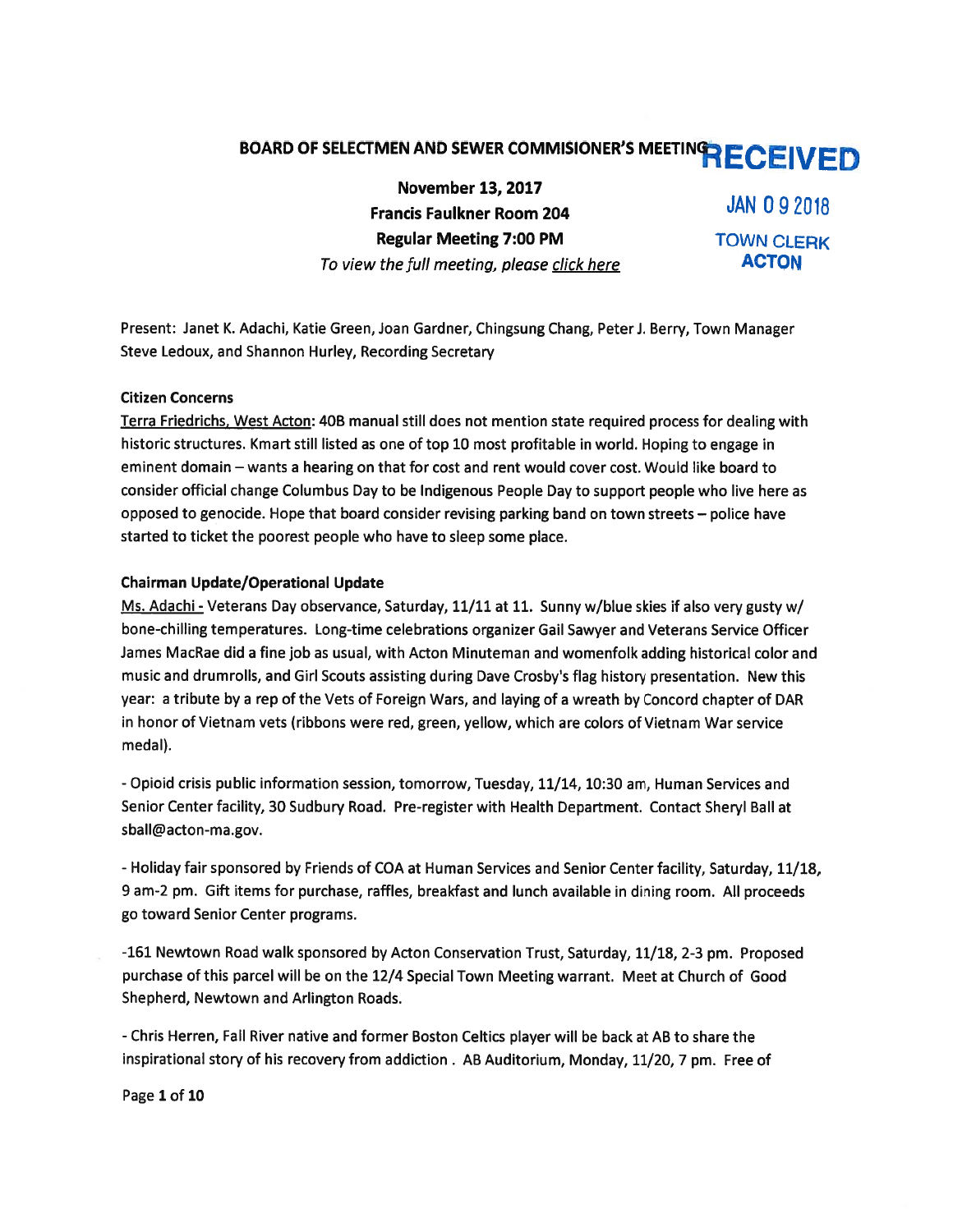# BOARD OF SELECTMEN AND SEWER COMMISIONER'S MEETING

RECEIVED

JAN 09 2018

TOWN CLERK
ACTON

**November 13, 2017**
**Francis Faulkner Room 204**
**Regular Meeting 7:00 PM**
*To view the full meeting, please click here*

Present: Janet K. Adachi, Katie Green, Joan Gardner, Chingsung Chang, Peter J. Berry, Town Manager Steve Ledoux, and Shannon Hurley, Recording Secretary

**Citizen Concerns**

Terra Friedrichs, West Acton: 40B manual still does not mention state required process for dealing with historic structures. Kmart still listed as one of top 10 most profitable in world. Hoping to engage in eminent domain – wants a hearing on that for cost and rent would cover cost. Would like board to consider official change Columbus Day to be Indigenous People Day to support people who live here as opposed to genocide. Hope that board consider revising parking band on town streets – police have started to ticket the poorest people who have to sleep some place.

**Chairman Update/Operational Update**

Ms. Adachi - Veterans Day observance, Saturday, 11/11 at 11. Sunny w/blue skies if also very gusty w/ bone-chilling temperatures. Long-time celebrations organizer Gail Sawyer and Veterans Service Officer James MacRae did a fine job as usual, with Acton Minuteman and womenfolk adding historical color and music and drumrolls, and Girl Scouts assisting during Dave Crosby's flag history presentation. New this year: a tribute by a rep of the Vets of Foreign Wars, and laying of a wreath by Concord chapter of DAR in honor of Vietnam vets (ribbons were red, green, yellow, which are colors of Vietnam War service medal).

- Opioid crisis public information session, tomorrow, Tuesday, 11/14, 10:30 am, Human Services and Senior Center facility, 30 Sudbury Road. Pre-register with Health Department. Contact Sheryl Ball at sball@acton-ma.gov.

- Holiday fair sponsored by Friends of COA at Human Services and Senior Center facility, Saturday, 11/18, 9 am-2 pm. Gift items for purchase, raffles, breakfast and lunch available in dining room. All proceeds go toward Senior Center programs.

-161 Newtown Road walk sponsored by Acton Conservation Trust, Saturday, 11/18, 2-3 pm. Proposed purchase of this parcel will be on the 12/4 Special Town Meeting warrant. Meet at Church of Good Shepherd, Newtown and Arlington Roads.

- Chris Herren, Fall River native and former Boston Celtics player will be back at AB to share the inspirational story of his recovery from addiction . AB Auditorium, Monday, 11/20, 7 pm. Free of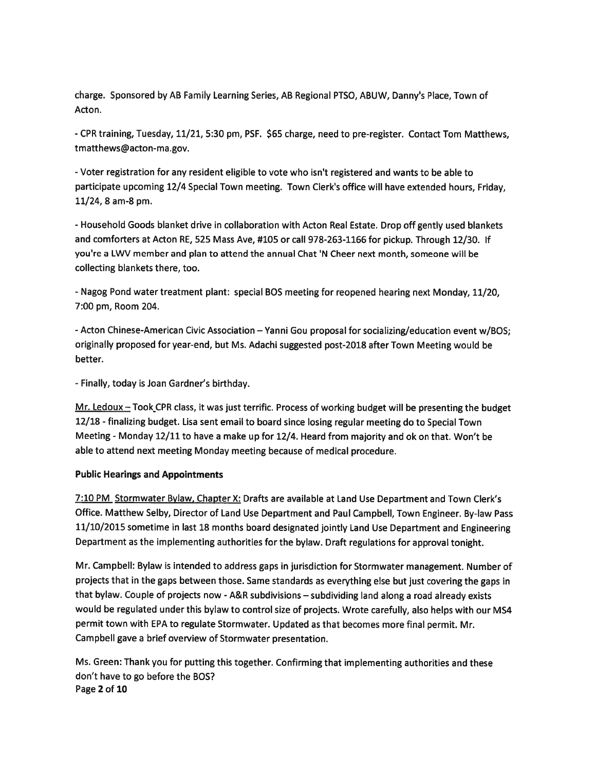charge. Sponsored by AB Family Learning Series, AB Regional PTSO, ABUW, Danny's Place, Town of Acton.

- CPR training, Tuesday, 11/21, 5:30 pm, PSF. $65 charge, need to pre-register. Contact Tom Matthews, tmatthews@acton-ma.gov.

- Voter registration for any resident eligible to vote who isn't registered and wants to be able to participate upcoming 12/4 Special Town meeting. Town Clerk's office will have extended hours, Friday, 11/24, 8 am-8 pm.

- Household Goods blanket drive in collaboration with Acton Real Estate. Drop off gently used blankets and comforters at Acton RE, 525 Mass Ave, #105 or call 978-263-1166 for pickup. Through 12/30. If you're a LWV member and plan to attend the annual Chat 'N Cheer next month, someone will be collecting blankets there, too.

- Nagog Pond water treatment plant: special BOS meeting for reopened hearing next Monday, 11/20, 7:00 pm, Room 204.

- Acton Chinese-American Civic Association – Yanni Gou proposal for socializing/education event w/BOS; originally proposed for year-end, but Ms. Adachi suggested post-2018 after Town Meeting would be better.

- Finally, today is Joan Gardner's birthday.

Mr. Ledoux – Took CPR class, it was just terrific. Process of working budget will be presenting the budget 12/18 - finalizing budget. Lisa sent email to board since losing regular meeting do to Special Town Meeting - Monday 12/11 to have a make up for 12/4. Heard from majority and ok on that. Won't be able to attend next meeting Monday meeting because of medical procedure.

**Public Hearings and Appointments**

7:10 PM Stormwater Bylaw, Chapter X: Drafts are available at Land Use Department and Town Clerk's Office. Matthew Selby, Director of Land Use Department and Paul Campbell, Town Engineer. By-law Pass 11/10/2015 sometime in last 18 months board designated jointly Land Use Department and Engineering Department as the implementing authorities for the bylaw. Draft regulations for approval tonight.

Mr. Campbell: Bylaw is intended to address gaps in jurisdiction for Stormwater management. Number of projects that in the gaps between those. Same standards as everything else but just covering the gaps in that bylaw. Couple of projects now - A&R subdivisions – subdividing land along a road already exists would be regulated under this bylaw to control size of projects. Wrote carefully, also helps with our MS4 permit town with EPA to regulate Stormwater. Updated as that becomes more final permit. Mr. Campbell gave a brief overview of Stormwater presentation.

Ms. Green: Thank you for putting this together. Confirming that implementing authorities and these don't have to go before the BOS?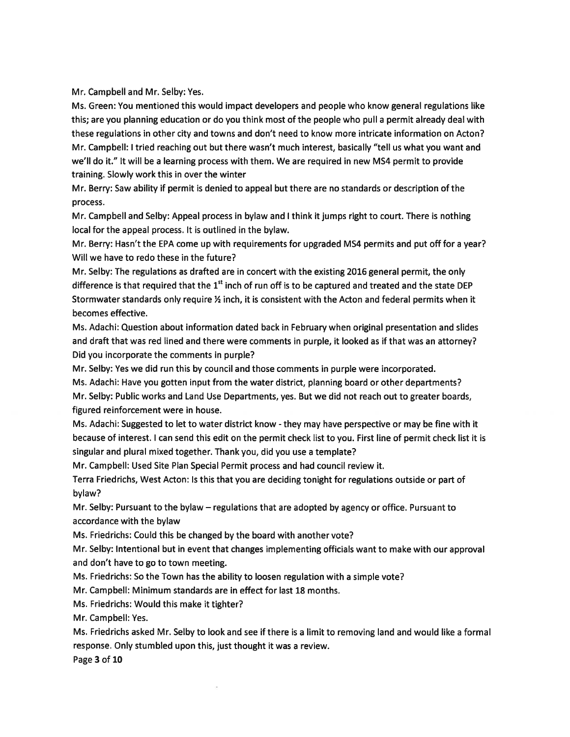Mr. Campbell and Mr. Selby: Yes.

Ms. Green: You mentioned this would impact developers and people who know general regulations like this; are you planning education or do you think most of the people who pull a permit already deal with these regulations in other city and towns and don't need to know more intricate information on Acton?

Mr. Campbell: I tried reaching out but there wasn't much interest, basically "tell us what you want and we'll do it." It will be a learning process with them. We are required in new MS4 permit to provide training. Slowly work this in over the winter

Mr. Berry: Saw ability if permit is denied to appeal but there are no standards or description of the process.

Mr. Campbell and Selby: Appeal process in bylaw and I think it jumps right to court. There is nothing local for the appeal process. It is outlined in the bylaw.

Mr. Berry: Hasn't the EPA come up with requirements for upgraded MS4 permits and put off for a year? Will we have to redo these in the future?

Mr. Selby: The regulations as drafted are in concert with the existing 2016 general permit, the only difference is that required that the 1st inch of run off is to be captured and treated and the state DEP Stormwater standards only require ½ inch, it is consistent with the Acton and federal permits when it becomes effective.

Ms. Adachi: Question about information dated back in February when original presentation and slides and draft that was red lined and there were comments in purple, it looked as if that was an attorney? Did you incorporate the comments in purple?

Mr. Selby: Yes we did run this by council and those comments in purple were incorporated.

Ms. Adachi: Have you gotten input from the water district, planning board or other departments?

Mr. Selby: Public works and Land Use Departments, yes. But we did not reach out to greater boards, figured reinforcement were in house.

Ms. Adachi: Suggested to let to water district know - they may have perspective or may be fine with it because of interest. I can send this edit on the permit check list to you. First line of permit check list it is singular and plural mixed together. Thank you, did you use a template?

Mr. Campbell: Used Site Plan Special Permit process and had council review it.

Terra Friedrichs, West Acton: Is this that you are deciding tonight for regulations outside or part of bylaw?

Mr. Selby: Pursuant to the bylaw – regulations that are adopted by agency or office. Pursuant to accordance with the bylaw

Ms. Friedrichs: Could this be changed by the board with another vote?

Mr. Selby: Intentional but in event that changes implementing officials want to make with our approval and don't have to go to town meeting.

Ms. Friedrichs: So the Town has the ability to loosen regulation with a simple vote?

Mr. Campbell: Minimum standards are in effect for last 18 months.

Ms. Friedrichs: Would this make it tighter?

Mr. Campbell: Yes.

Ms. Friedrichs asked Mr. Selby to look and see if there is a limit to removing land and would like a formal response. Only stumbled upon this, just thought it was a review.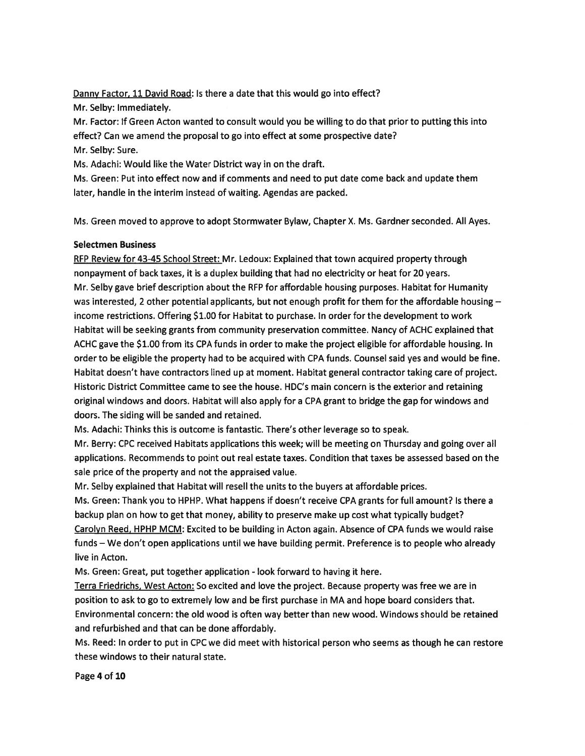<u>Danny Factor, 11 David Road</u>: Is there a date that this would go into effect?

Mr. Selby: Immediately.

Mr. Factor: If Green Acton wanted to consult would you be willing to do that prior to putting this into effect? Can we amend the proposal to go into effect at some prospective date?

Mr. Selby: Sure.

Ms. Adachi: Would like the Water District way in on the draft.

Ms. Green: Put into effect now and if comments and need to put date come back and update them later, handle in the interim instead of waiting. Agendas are packed.

Ms. Green moved to approve to adopt Stormwater Bylaw, Chapter X. Ms. Gardner seconded. All Ayes.

**Selectmen Business**

<u>RFP Review for 43-45 School Street:</u> Mr. Ledoux: Explained that town acquired property through nonpayment of back taxes, it is a duplex building that had no electricity or heat for 20 years.

Mr. Selby gave brief description about the RFP for affordable housing purposes. Habitat for Humanity was interested, 2 other potential applicants, but not enough profit for them for the affordable housing – income restrictions. Offering $1.00 for Habitat to purchase. In order for the development to work Habitat will be seeking grants from community preservation committee. Nancy of ACHC explained that ACHC gave the $1.00 from its CPA funds in order to make the project eligible for affordable housing. In order to be eligible the property had to be acquired with CPA funds. Counsel said yes and would be fine. Habitat doesn't have contractors lined up at moment. Habitat general contractor taking care of project. Historic District Committee came to see the house. HDC's main concern is the exterior and retaining original windows and doors. Habitat will also apply for a CPA grant to bridge the gap for windows and doors. The siding will be sanded and retained.

Ms. Adachi: Thinks this is outcome is fantastic. There's other leverage so to speak.

Mr. Berry: CPC received Habitats applications this week; will be meeting on Thursday and going over all applications. Recommends to point out real estate taxes. Condition that taxes be assessed based on the sale price of the property and not the appraised value.

Mr. Selby explained that Habitat will resell the units to the buyers at affordable prices.

Ms. Green: Thank you to HPHP. What happens if doesn't receive CPA grants for full amount? Is there a backup plan on how to get that money, ability to preserve make up cost what typically budget?

<u>Carolyn Reed, HPHP MCM</u>: Excited to be building in Acton again. Absence of CPA funds we would raise funds – We don't open applications until we have building permit. Preference is to people who already live in Acton.

Ms. Green: Great, put together application - look forward to having it here.

<u>Terra Friedrichs, West Acton:</u> So excited and love the project. Because property was free we are in position to ask to go to extremely low and be first purchase in MA and hope board considers that. Environmental concern: the old wood is often way better than new wood. Windows should be retained and refurbished and that can be done affordably.

Ms. Reed: In order to put in CPC we did meet with historical person who seems as though he can restore these windows to their natural state.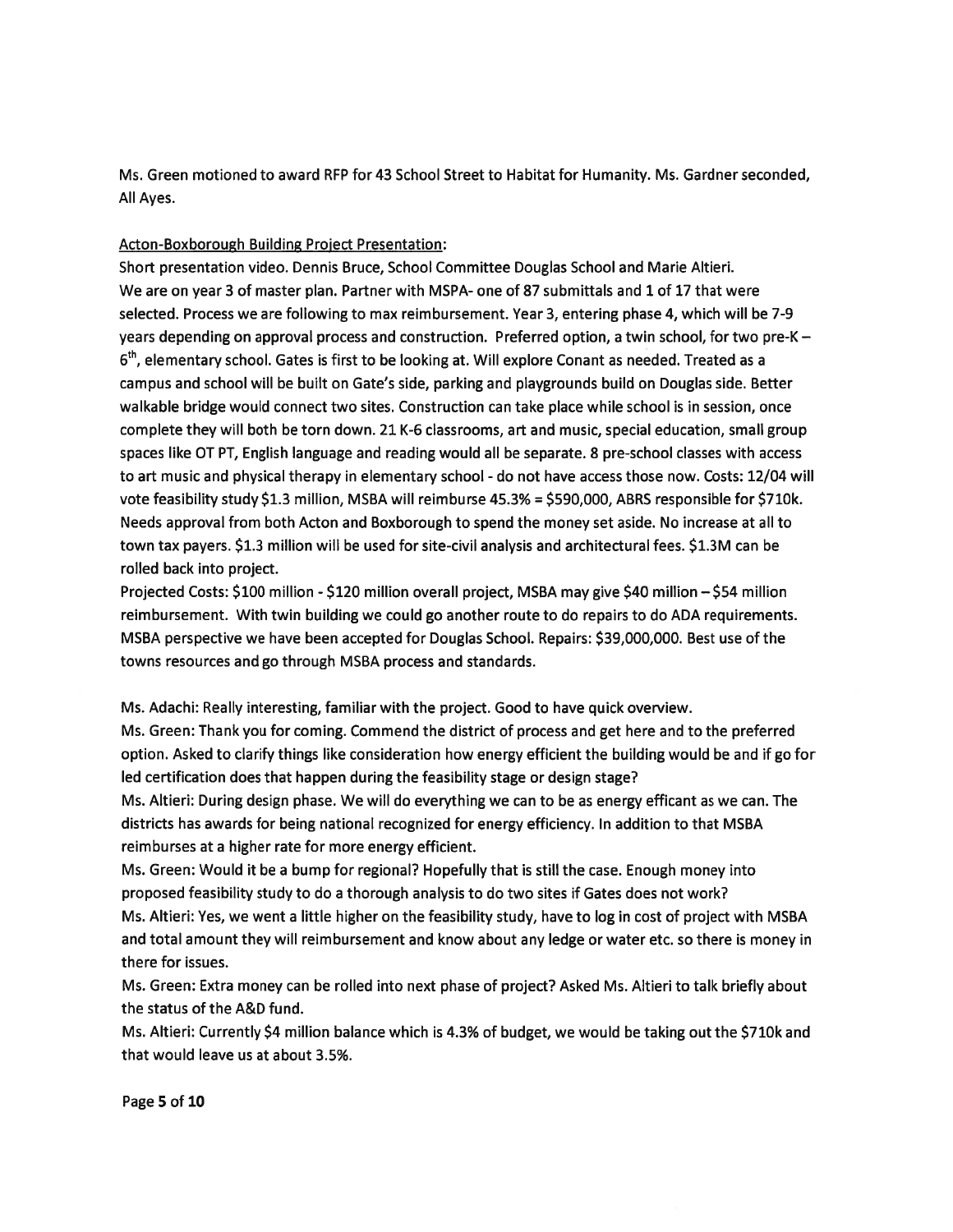Ms. Green motioned to award RFP for 43 School Street to Habitat for Humanity. Ms. Gardner seconded, All Ayes.

Acton-Boxborough Building Project Presentation:

Short presentation video. Dennis Bruce, School Committee Douglas School and Marie Altieri. We are on year 3 of master plan. Partner with MSPA- one of 87 submittals and 1 of 17 that were selected. Process we are following to max reimbursement. Year 3, entering phase 4, which will be 7-9 years depending on approval process and construction. Preferred option, a twin school, for two pre-K – 6th, elementary school. Gates is first to be looking at. Will explore Conant as needed. Treated as a campus and school will be built on Gate's side, parking and playgrounds build on Douglas side. Better walkable bridge would connect two sites. Construction can take place while school is in session, once complete they will both be torn down. 21 K-6 classrooms, art and music, special education, small group spaces like OT PT, English language and reading would all be separate. 8 pre-school classes with access to art music and physical therapy in elementary school - do not have access those now. Costs: 12/04 will vote feasibility study $1.3 million, MSBA will reimburse 45.3% = $590,000, ABRS responsible for $710k. Needs approval from both Acton and Boxborough to spend the money set aside. No increase at all to town tax payers. $1.3 million will be used for site-civil analysis and architectural fees. $1.3M can be rolled back into project.

Projected Costs: $100 million - $120 million overall project, MSBA may give $40 million – $54 million reimbursement. With twin building we could go another route to do repairs to do ADA requirements. MSBA perspective we have been accepted for Douglas School. Repairs: $39,000,000. Best use of the towns resources and go through MSBA process and standards.

Ms. Adachi: Really interesting, familiar with the project. Good to have quick overview.

Ms. Green: Thank you for coming. Commend the district of process and get here and to the preferred option. Asked to clarify things like consideration how energy efficient the building would be and if go for led certification does that happen during the feasibility stage or design stage?

Ms. Altieri: During design phase. We will do everything we can to be as energy efficant as we can. The districts has awards for being national recognized for energy efficiency. In addition to that MSBA reimburses at a higher rate for more energy efficient.

Ms. Green: Would it be a bump for regional? Hopefully that is still the case. Enough money into proposed feasibility study to do a thorough analysis to do two sites if Gates does not work?

Ms. Altieri: Yes, we went a little higher on the feasibility study, have to log in cost of project with MSBA and total amount they will reimbursement and know about any ledge or water etc. so there is money in there for issues.

Ms. Green: Extra money can be rolled into next phase of project? Asked Ms. Altieri to talk briefly about the status of the A&D fund.

Ms. Altieri: Currently $4 million balance which is 4.3% of budget, we would be taking out the $710k and that would leave us at about 3.5%.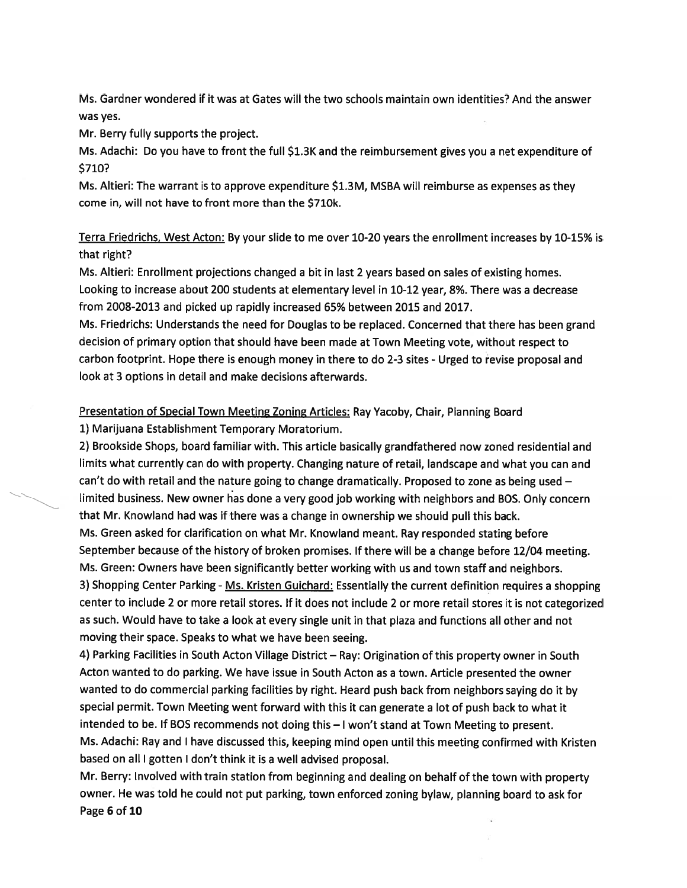Ms. Gardner wondered if it was at Gates will the two schools maintain own identities? And the answer was yes.

Mr. Berry fully supports the project.

Ms. Adachi: Do you have to front the full $1.3K and the reimbursement gives you a net expenditure of $710?

Ms. Altieri: The warrant is to approve expenditure $1.3M, MSBA will reimburse as expenses as they come in, will not have to front more than the $710k.

Terra Friedrichs, West Acton: By your slide to me over 10-20 years the enrollment increases by 10-15% is that right?

Ms. Altieri: Enrollment projections changed a bit in last 2 years based on sales of existing homes. Looking to increase about 200 students at elementary level in 10-12 year, 8%. There was a decrease from 2008-2013 and picked up rapidly increased 65% between 2015 and 2017.

Ms. Friedrichs: Understands the need for Douglas to be replaced. Concerned that there has been grand decision of primary option that should have been made at Town Meeting vote, without respect to carbon footprint. Hope there is enough money in there to do 2-3 sites - Urged to revise proposal and look at 3 options in detail and make decisions afterwards.

Presentation of Special Town Meeting Zoning Articles: Ray Yacoby, Chair, Planning Board

1) Marijuana Establishment Temporary Moratorium.

2) Brookside Shops, board familiar with. This article basically grandfathered now zoned residential and limits what currently can do with property. Changing nature of retail, landscape and what you can and can't do with retail and the nature going to change dramatically. Proposed to zone as being used – limited business. New owner has done a very good job working with neighbors and BOS. Only concern that Mr. Knowland had was if there was a change in ownership we should pull this back.

Ms. Green asked for clarification on what Mr. Knowland meant. Ray responded stating before September because of the history of broken promises. If there will be a change before 12/04 meeting.

Ms. Green: Owners have been significantly better working with us and town staff and neighbors.

3) Shopping Center Parking - Ms. Kristen Guichard: Essentially the current definition requires a shopping center to include 2 or more retail stores. If it does not include 2 or more retail stores it is not categorized as such. Would have to take a look at every single unit in that plaza and functions all other and not moving their space. Speaks to what we have been seeing.

4) Parking Facilities in South Acton Village District – Ray: Origination of this property owner in South Acton wanted to do parking. We have issue in South Acton as a town. Article presented the owner wanted to do commercial parking facilities by right. Heard push back from neighbors saying do it by special permit. Town Meeting went forward with this it can generate a lot of push back to what it intended to be. If BOS recommends not doing this – I won't stand at Town Meeting to present.

Ms. Adachi: Ray and I have discussed this, keeping mind open until this meeting confirmed with Kristen based on all I gotten I don't think it is a well advised proposal.

Mr. Berry: Involved with train station from beginning and dealing on behalf of the town with property owner. He was told he could not put parking, town enforced zoning bylaw, planning board to ask for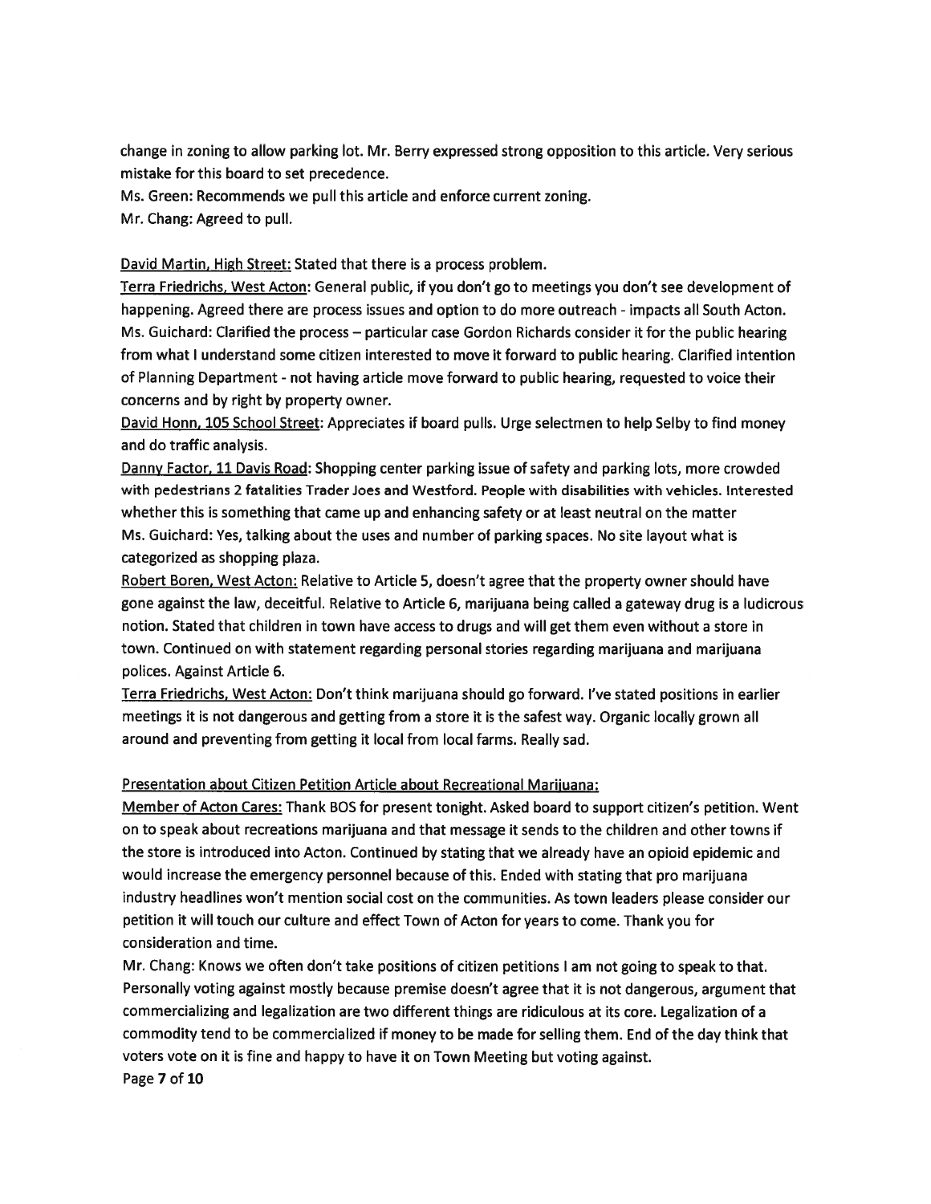change in zoning to allow parking lot. Mr. Berry expressed strong opposition to this article. Very serious mistake for this board to set precedence.

Ms. Green: Recommends we pull this article and enforce current zoning.

Mr. Chang: Agreed to pull.

<u>David Martin, High Street:</u> Stated that there is a process problem.

<u>Terra Friedrichs, West Acton</u>: General public, if you don't go to meetings you don't see development of happening. Agreed there are process issues and option to do more outreach - impacts all South Acton.

Ms. Guichard: Clarified the process – particular case Gordon Richards consider it for the public hearing from what I understand some citizen interested to move it forward to public hearing. Clarified intention of Planning Department - not having article move forward to public hearing, requested to voice their concerns and by right by property owner.

<u>David Honn, 105 School Street</u>: Appreciates if board pulls. Urge selectmen to help Selby to find money and do traffic analysis.

<u>Danny Factor, 11 Davis Road</u>: Shopping center parking issue of safety and parking lots, more crowded with pedestrians 2 fatalities Trader Joes and Westford. People with disabilities with vehicles. Interested whether this is something that came up and enhancing safety or at least neutral on the matter

Ms. Guichard: Yes, talking about the uses and number of parking spaces. No site layout what is categorized as shopping plaza.

<u>Robert Boren, West Acton:</u> Relative to Article 5, doesn't agree that the property owner should have gone against the law, deceitful. Relative to Article 6, marijuana being called a gateway drug is a ludicrous notion. Stated that children in town have access to drugs and will get them even without a store in town. Continued on with statement regarding personal stories regarding marijuana and marijuana polices. Against Article 6.

<u>Terra Friedrichs, West Acton:</u> Don't think marijuana should go forward. I've stated positions in earlier meetings it is not dangerous and getting from a store it is the safest way. Organic locally grown all around and preventing from getting it local from local farms. Really sad.

<u>Presentation about Citizen Petition Article about Recreational Marijuana:</u>

<u>Member of Acton Cares:</u> Thank BOS for present tonight. Asked board to support citizen's petition. Went on to speak about recreations marijuana and that message it sends to the children and other towns if the store is introduced into Acton. Continued by stating that we already have an opioid epidemic and would increase the emergency personnel because of this. Ended with stating that pro marijuana industry headlines won't mention social cost on the communities. As town leaders please consider our petition it will touch our culture and effect Town of Acton for years to come. Thank you for consideration and time.

Mr. Chang: Knows we often don't take positions of citizen petitions I am not going to speak to that. Personally voting against mostly because premise doesn't agree that it is not dangerous, argument that commercializing and legalization are two different things are ridiculous at its core. Legalization of a commodity tend to be commercialized if money to be made for selling them. End of the day think that voters vote on it is fine and happy to have it on Town Meeting but voting against.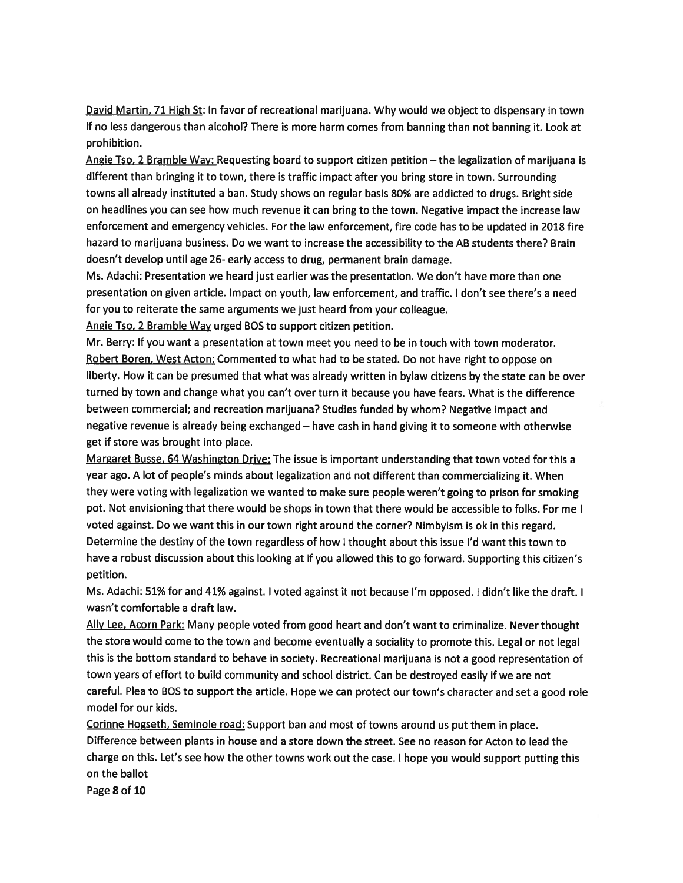<u>David Martin, 71 High St</u>: In favor of recreational marijuana. Why would we object to dispensary in town if no less dangerous than alcohol? There is more harm comes from banning than not banning it. Look at prohibition.

<u>Angie Tso, 2 Bramble Way:</u> Requesting board to support citizen petition – the legalization of marijuana is different than bringing it to town, there is traffic impact after you bring store in town. Surrounding towns all already instituted a ban. Study shows on regular basis 80% are addicted to drugs. Bright side on headlines you can see how much revenue it can bring to the town. Negative impact the increase law enforcement and emergency vehicles. For the law enforcement, fire code has to be updated in 2018 fire hazard to marijuana business. Do we want to increase the accessibility to the AB students there? Brain doesn't develop until age 26- early access to drug, permanent brain damage.

Ms. Adachi: Presentation we heard just earlier was the presentation. We don't have more than one presentation on given article. Impact on youth, law enforcement, and traffic. I don't see there's a need for you to reiterate the same arguments we just heard from your colleague.

<u>Angie Tso, 2 Bramble Way</u> urged BOS to support citizen petition.

Mr. Berry: If you want a presentation at town meet you need to be in touch with town moderator.

<u>Robert Boren, West Acton:</u> Commented to what had to be stated. Do not have right to oppose on liberty. How it can be presumed that what was already written in bylaw citizens by the state can be over turned by town and change what you can't over turn it because you have fears. What is the difference between commercial; and recreation marijuana? Studies funded by whom? Negative impact and negative revenue is already being exchanged – have cash in hand giving it to someone with otherwise get if store was brought into place.

<u>Margaret Busse, 64 Washington Drive:</u> The issue is important understanding that town voted for this a year ago. A lot of people's minds about legalization and not different than commercializing it. When they were voting with legalization we wanted to make sure people weren't going to prison for smoking pot. Not envisioning that there would be shops in town that there would be accessible to folks. For me I voted against. Do we want this in our town right around the corner? Nimbyism is ok in this regard. Determine the destiny of the town regardless of how I thought about this issue I'd want this town to have a robust discussion about this looking at if you allowed this to go forward. Supporting this citizen's petition.

Ms. Adachi: 51% for and 41% against. I voted against it not because I'm opposed. I didn't like the draft. I wasn't comfortable a draft law.

<u>Ally Lee, Acorn Park:</u> Many people voted from good heart and don't want to criminalize. Never thought the store would come to the town and become eventually a sociality to promote this. Legal or not legal this is the bottom standard to behave in society. Recreational marijuana is not a good representation of town years of effort to build community and school district. Can be destroyed easily if we are not careful. Plea to BOS to support the article. Hope we can protect our town's character and set a good role model for our kids.

<u>Corinne Hogseth, Seminole road:</u> Support ban and most of towns around us put them in place. Difference between plants in house and a store down the street. See no reason for Acton to lead the charge on this. Let's see how the other towns work out the case. I hope you would support putting this on the ballot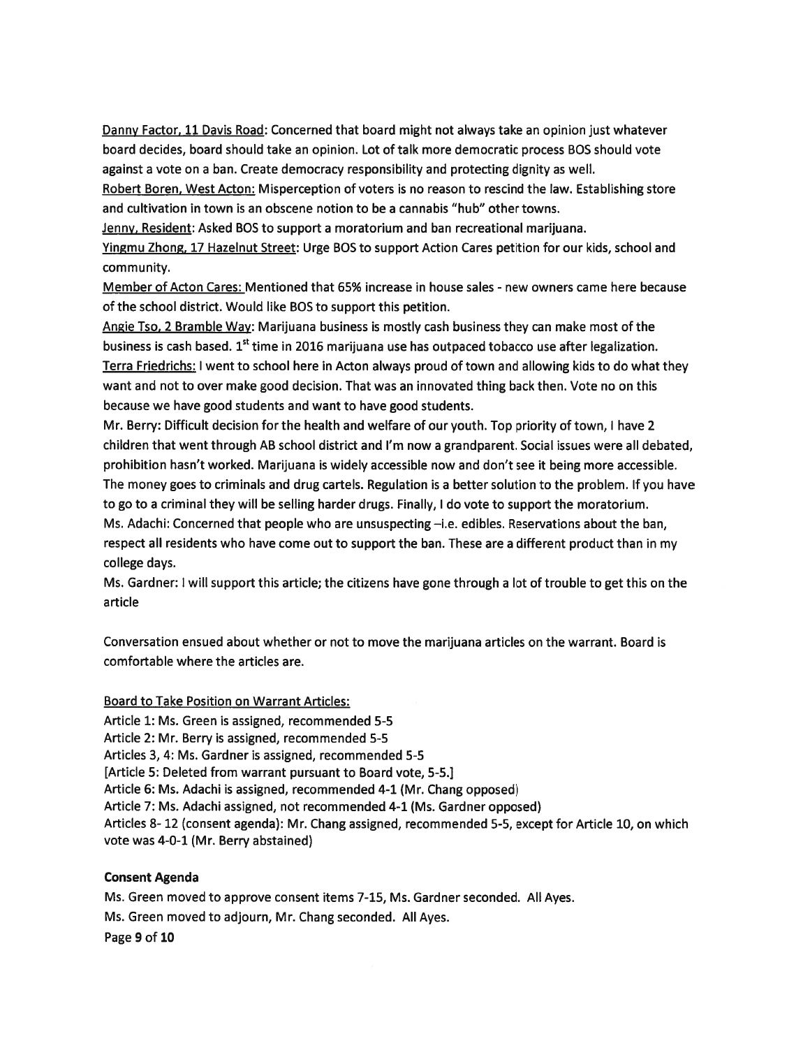Danny Factor, 11 Davis Road: Concerned that board might not always take an opinion just whatever board decides, board should take an opinion. Lot of talk more democratic process BOS should vote against a vote on a ban. Create democracy responsibility and protecting dignity as well.

Robert Boren, West Acton: Misperception of voters is no reason to rescind the law. Establishing store and cultivation in town is an obscene notion to be a cannabis "hub" other towns.

Jenny, Resident: Asked BOS to support a moratorium and ban recreational marijuana.

Yingmu Zhong, 17 Hazelnut Street: Urge BOS to support Action Cares petition for our kids, school and community.

Member of Acton Cares: Mentioned that 65% increase in house sales - new owners came here because of the school district. Would like BOS to support this petition.

Angie Tso, 2 Bramble Way: Marijuana business is mostly cash business they can make most of the business is cash based. 1st time in 2016 marijuana use has outpaced tobacco use after legalization.

Terra Friedrichs: I went to school here in Acton always proud of town and allowing kids to do what they want and not to over make good decision. That was an innovated thing back then. Vote no on this because we have good students and want to have good students.

Mr. Berry: Difficult decision for the health and welfare of our youth. Top priority of town, I have 2 children that went through AB school district and I'm now a grandparent. Social issues were all debated, prohibition hasn't worked. Marijuana is widely accessible now and don't see it being more accessible. The money goes to criminals and drug cartels. Regulation is a better solution to the problem. If you have to go to a criminal they will be selling harder drugs. Finally, I do vote to support the moratorium.

Ms. Adachi: Concerned that people who are unsuspecting –i.e. edibles. Reservations about the ban, respect all residents who have come out to support the ban. These are a different product than in my college days.

Ms. Gardner: I will support this article; the citizens have gone through a lot of trouble to get this on the article

Conversation ensued about whether or not to move the marijuana articles on the warrant. Board is comfortable where the articles are.

Board to Take Position on Warrant Articles:

Article 1: Ms. Green is assigned, recommended 5-5

Article 2: Mr. Berry is assigned, recommended 5-5

Articles 3, 4: Ms. Gardner is assigned, recommended 5-5

[Article 5: Deleted from warrant pursuant to Board vote, 5-5.]

Article 6: Ms. Adachi is assigned, recommended 4-1 (Mr. Chang opposed)

Article 7: Ms. Adachi assigned, not recommended 4-1 (Ms. Gardner opposed)

Articles 8- 12 (consent agenda): Mr. Chang assigned, recommended 5-5, except for Article 10, on which vote was 4-0-1 (Mr. Berry abstained)

**Consent Agenda**

Ms. Green moved to approve consent items 7-15, Ms. Gardner seconded. All Ayes.

Ms. Green moved to adjourn, Mr. Chang seconded. All Ayes.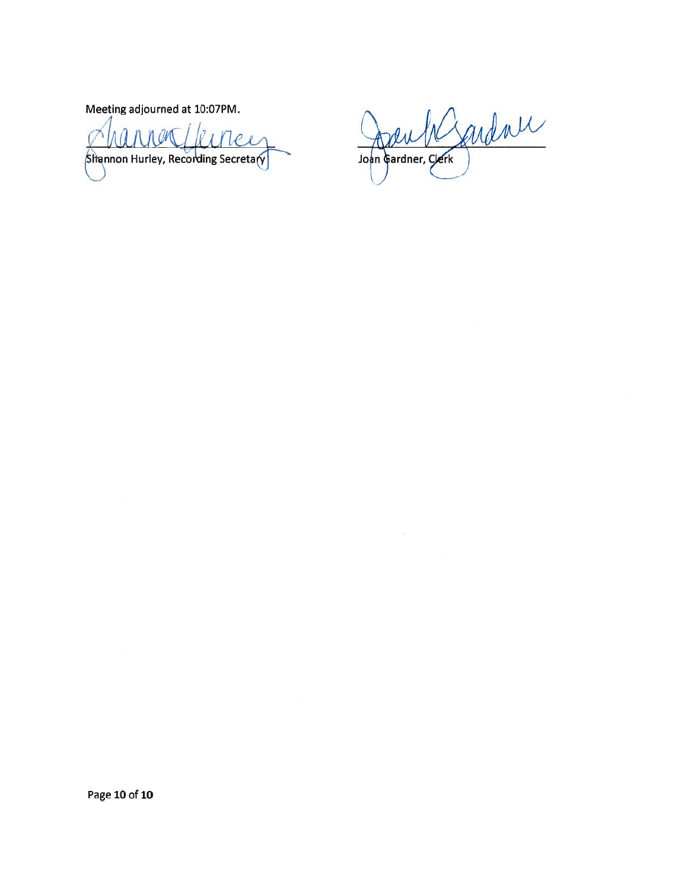Meeting adjourned at 10:07PM.

Shannon Hurley, Recording Secretary

Joan Gardner, Clerk